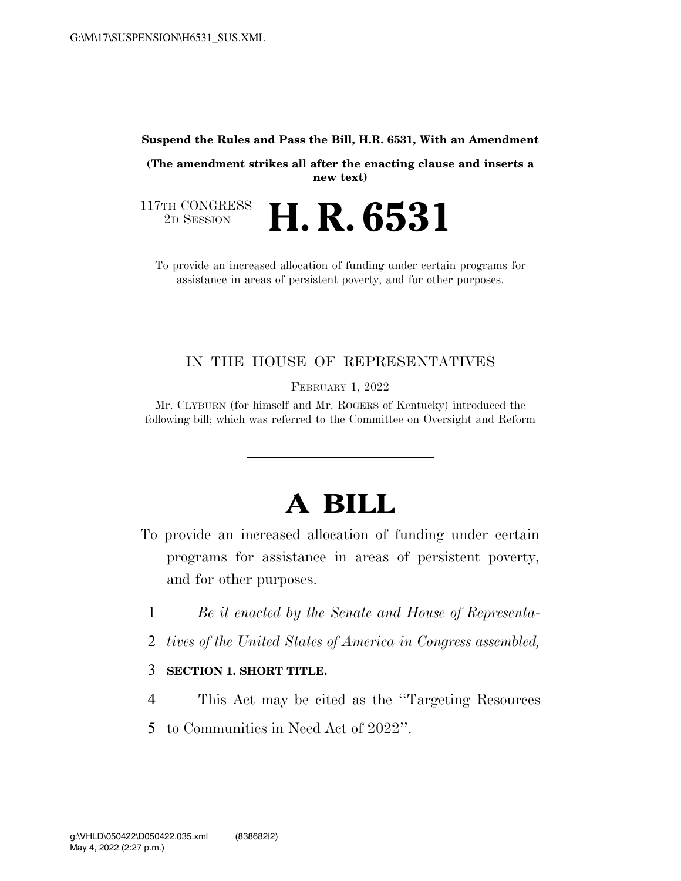**Suspend the Rules and Pass the Bill, H.R. 6531, With an Amendment**

**(The amendment strikes all after the enacting clause and inserts a new text)**

117TH CONGRESS
2D SESSION

# H. R. 6531

To provide an increased allocation of funding under certain programs for assistance in areas of persistent poverty, and for other purposes.

---

IN THE HOUSE OF REPRESENTATIVES

FEBRUARY 1, 2022

Mr. CLYBURN (for himself and Mr. ROGERS of Kentucky) introduced the following bill; which was referred to the Committee on Oversight and Reform

---

# A BILL

To provide an increased allocation of funding under certain programs for assistance in areas of persistent poverty, and for other purposes.

1 *Be it enacted by the Senate and House of Representa-*
2 *tives of the United States of America in Congress assembled,*

3 **SECTION 1. SHORT TITLE.**

4 This Act may be cited as the "Targeting Resources
5 to Communities in Need Act of 2022".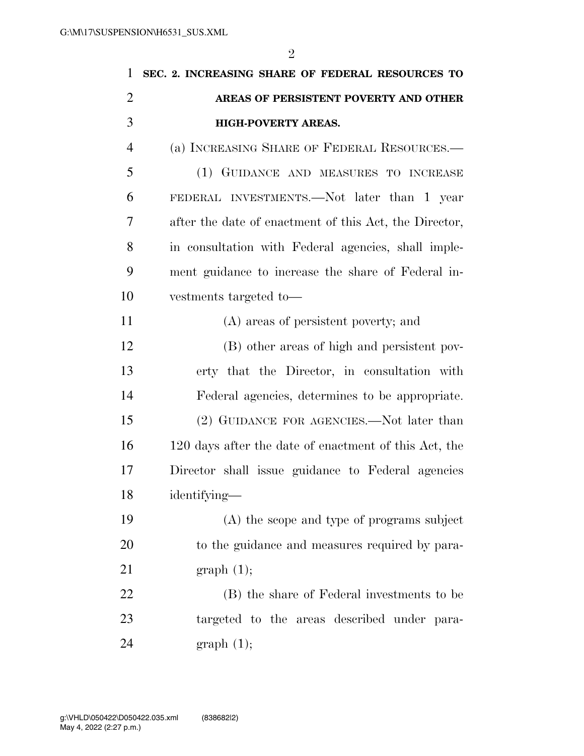**SEC. 2. INCREASING SHARE OF FEDERAL RESOURCES TO AREAS OF PERSISTENT POVERTY AND OTHER HIGH-POVERTY AREAS.**

(a) INCREASING SHARE OF FEDERAL RESOURCES.—

(1) GUIDANCE AND MEASURES TO INCREASE FEDERAL INVESTMENTS.—Not later than 1 year after the date of enactment of this Act, the Director, in consultation with Federal agencies, shall implement guidance to increase the share of Federal investments targeted to—

(A) areas of persistent poverty; and

(B) other areas of high and persistent poverty that the Director, in consultation with Federal agencies, determines to be appropriate.

(2) GUIDANCE FOR AGENCIES.—Not later than 120 days after the date of enactment of this Act, the Director shall issue guidance to Federal agencies identifying—

(A) the scope and type of programs subject to the guidance and measures required by paragraph (1);

(B) the share of Federal investments to be targeted to the areas described under paragraph (1);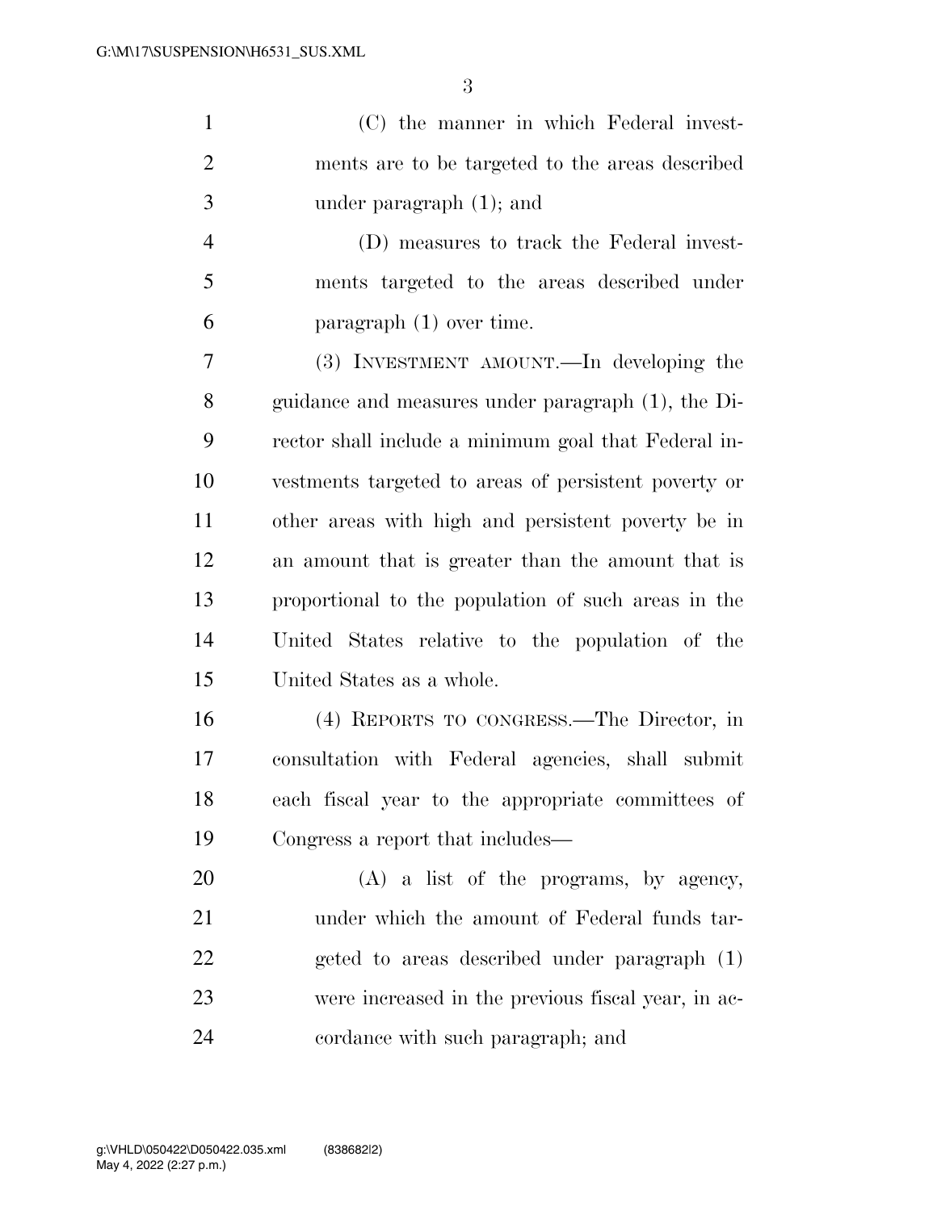(C) the manner in which Federal investments are to be targeted to the areas described under paragraph (1); and

(D) measures to track the Federal investments targeted to the areas described under paragraph (1) over time.

(3) INVESTMENT AMOUNT.—In developing the guidance and measures under paragraph (1), the Director shall include a minimum goal that Federal investments targeted to areas of persistent poverty or other areas with high and persistent poverty be in an amount that is greater than the amount that is proportional to the population of such areas in the United States relative to the population of the United States as a whole.

(4) REPORTS TO CONGRESS.—The Director, in consultation with Federal agencies, shall submit each fiscal year to the appropriate committees of Congress a report that includes—

(A) a list of the programs, by agency, under which the amount of Federal funds targeted to areas described under paragraph (1) were increased in the previous fiscal year, in accordance with such paragraph; and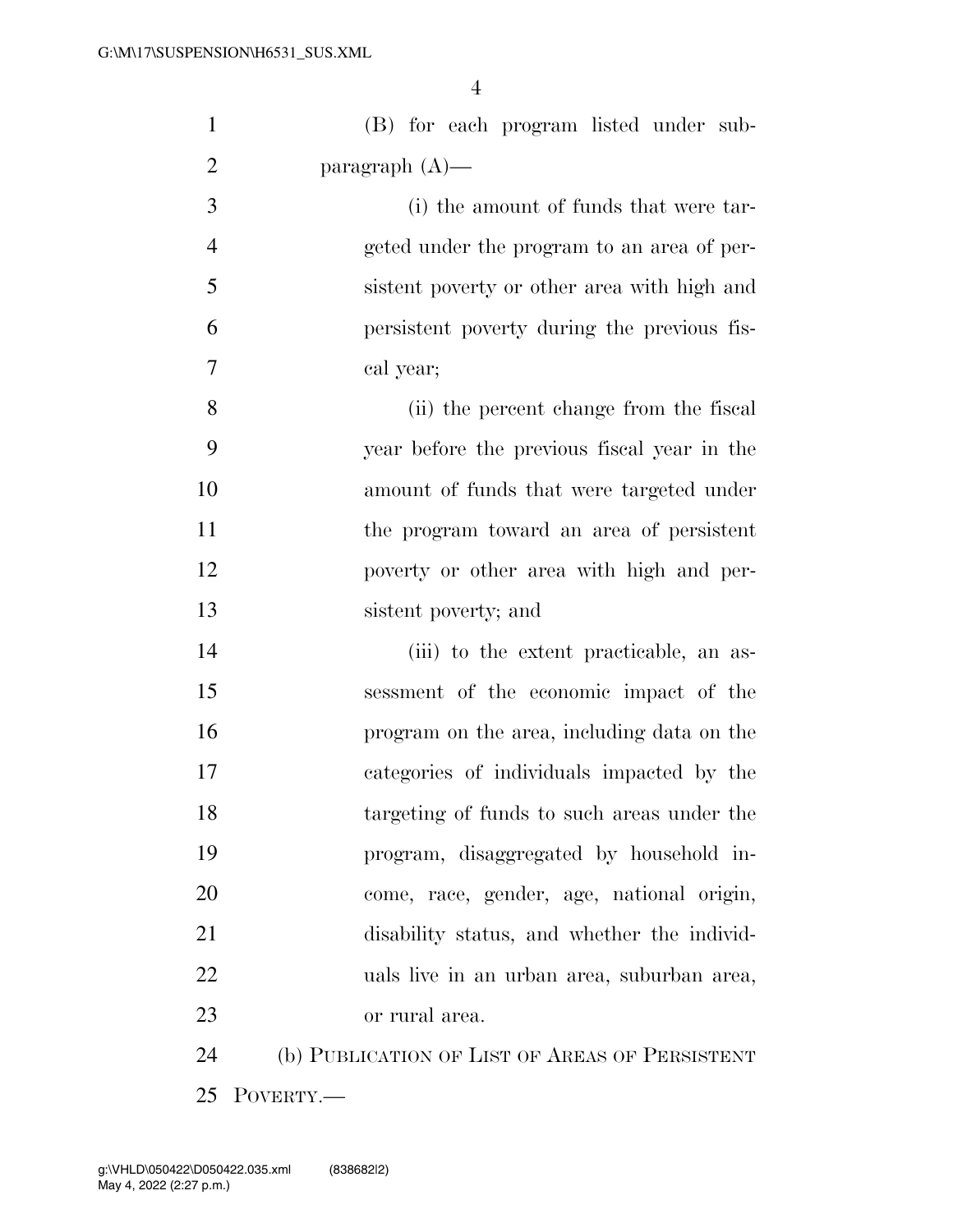(B) for each program listed under subparagraph (A)—

(i) the amount of funds that were targeted under the program to an area of persistent poverty or other area with high and persistent poverty during the previous fiscal year;

(ii) the percent change from the fiscal year before the previous fiscal year in the amount of funds that were targeted under the program toward an area of persistent poverty or other area with high and persistent poverty; and

(iii) to the extent practicable, an assessment of the economic impact of the program on the area, including data on the categories of individuals impacted by the targeting of funds to such areas under the program, disaggregated by household income, race, gender, age, national origin, disability status, and whether the individuals live in an urban area, suburban area, or rural area.

(b) PUBLICATION OF LIST OF AREAS OF PERSISTENT POVERTY.—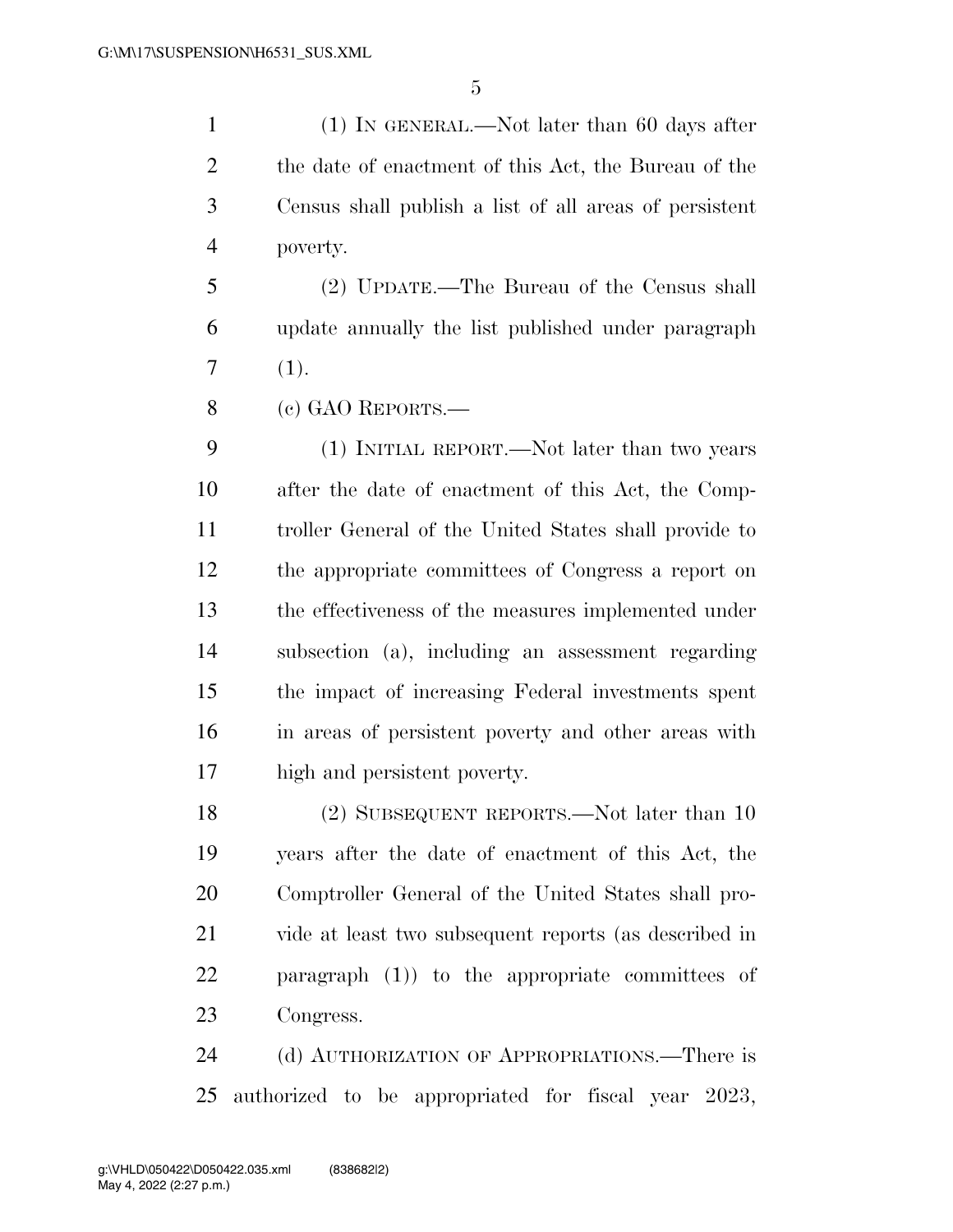(1) IN GENERAL.—Not later than 60 days after the date of enactment of this Act, the Bureau of the Census shall publish a list of all areas of persistent poverty.

(2) UPDATE.—The Bureau of the Census shall update annually the list published under paragraph (1).

(c) GAO REPORTS.—

(1) INITIAL REPORT.—Not later than two years after the date of enactment of this Act, the Comptroller General of the United States shall provide to the appropriate committees of Congress a report on the effectiveness of the measures implemented under subsection (a), including an assessment regarding the impact of increasing Federal investments spent in areas of persistent poverty and other areas with high and persistent poverty.

(2) SUBSEQUENT REPORTS.—Not later than 10 years after the date of enactment of this Act, the Comptroller General of the United States shall provide at least two subsequent reports (as described in paragraph (1)) to the appropriate committees of Congress.

(d) AUTHORIZATION OF APPROPRIATIONS.—There is authorized to be appropriated for fiscal year 2023,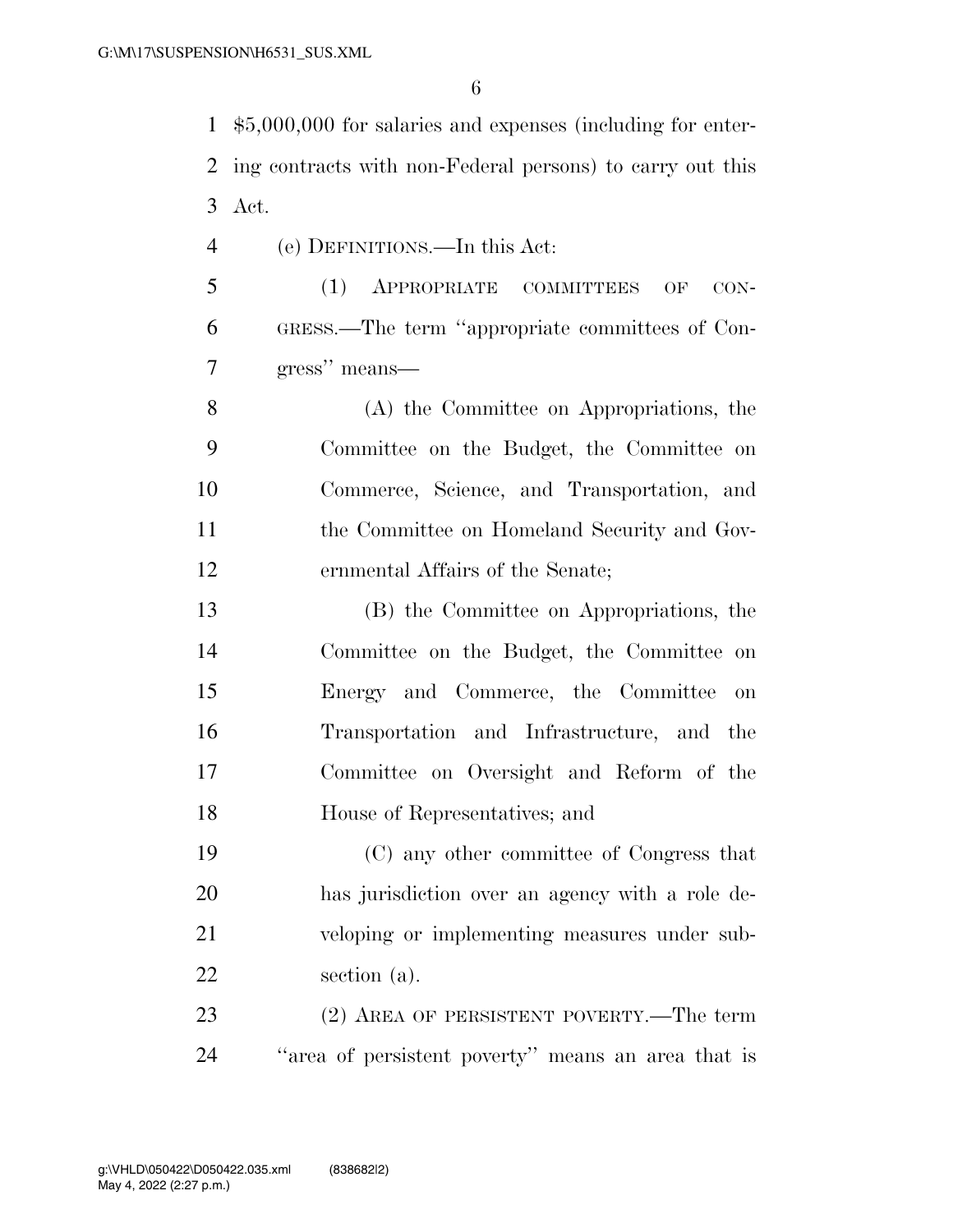$5,000,000 for salaries and expenses (including for entering contracts with non-Federal persons) to carry out this Act.

(e) DEFINITIONS.—In this Act:

(1) APPROPRIATE COMMITTEES OF CONGRESS.—The term ''appropriate committees of Congress'' means—

(A) the Committee on Appropriations, the Committee on the Budget, the Committee on Commerce, Science, and Transportation, and the Committee on Homeland Security and Governmental Affairs of the Senate;

(B) the Committee on Appropriations, the Committee on the Budget, the Committee on Energy and Commerce, the Committee on Transportation and Infrastructure, and the Committee on Oversight and Reform of the House of Representatives; and

(C) any other committee of Congress that has jurisdiction over an agency with a role developing or implementing measures under subsection (a).

(2) AREA OF PERSISTENT POVERTY.—The term ''area of persistent poverty'' means an area that is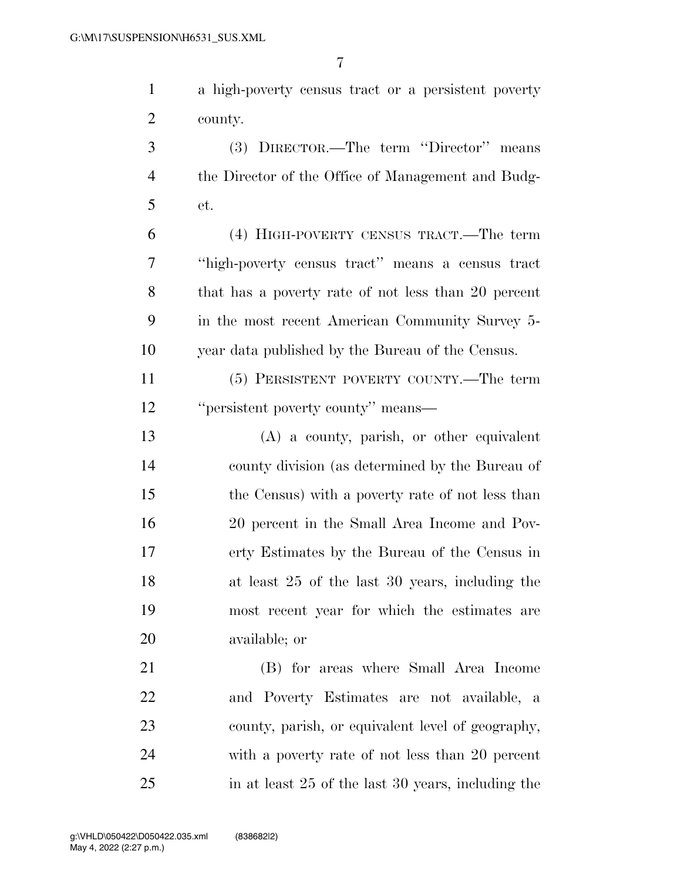a high-poverty census tract or a persistent poverty county.

(3) DIRECTOR.—The term ''Director'' means the Director of the Office of Management and Budget.

(4) HIGH-POVERTY CENSUS TRACT.—The term ''high-poverty census tract'' means a census tract that has a poverty rate of not less than 20 percent in the most recent American Community Survey 5-year data published by the Bureau of the Census.

(5) PERSISTENT POVERTY COUNTY.—The term ''persistent poverty county'' means—

(A) a county, parish, or other equivalent county division (as determined by the Bureau of the Census) with a poverty rate of not less than 20 percent in the Small Area Income and Poverty Estimates by the Bureau of the Census in at least 25 of the last 30 years, including the most recent year for which the estimates are available; or

(B) for areas where Small Area Income and Poverty Estimates are not available, a county, parish, or equivalent level of geography, with a poverty rate of not less than 20 percent in at least 25 of the last 30 years, including the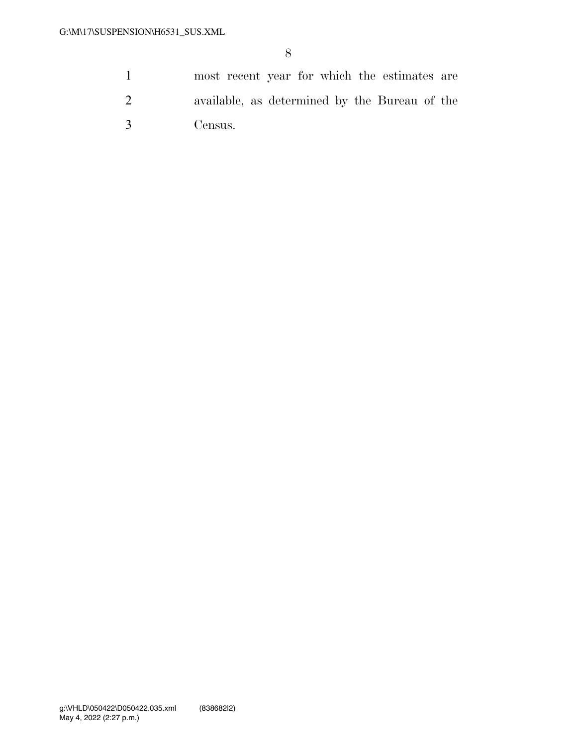most recent year for which the estimates are available, as determined by the Bureau of the Census.